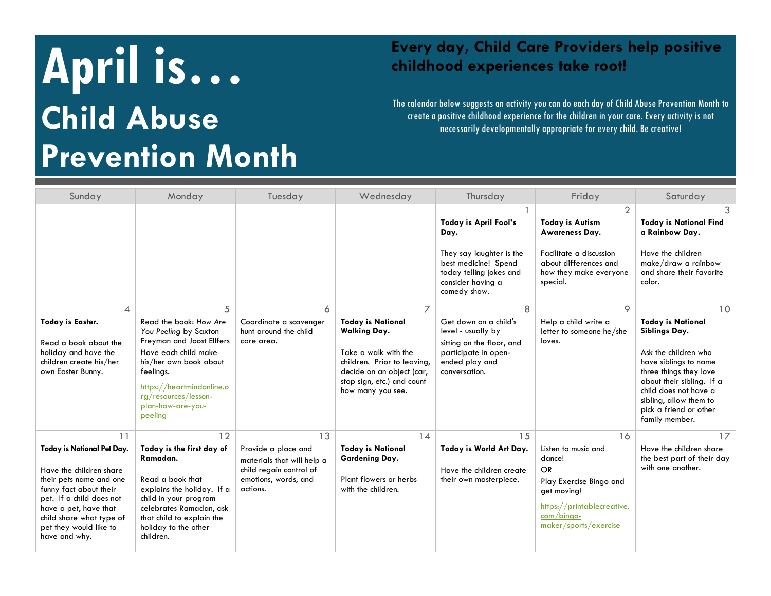# April is…

# Child Abuse Prevention Month

## Every day, Child Care Providers help positive childhood experiences take root!

The calendar below suggests an activity you can do each day of Child Abuse Prevention Month to create a positive childhood experience for the children in your care. Every activity is not necessarily developmentally appropriate for every child. Be creative!

| Sunday | Monday | Tuesday | Wednesday | Thursday | Friday | Saturday |
|---|---|---|---|---|---|---|
| | | | | 1<br>**Today is April Fool's Day.**<br><br>They say laughter is the best medicine! Spend today telling jokes and consider having a comedy show. | 2<br>**Today is Autism Awareness Day.**<br><br>Facilitate a discussion about differences and how they make everyone special. | 3<br>**Today is National Find a Rainbow Day.**<br><br>Have the children make/draw a rainbow and share their favorite color. |
| 4<br>**Today is Easter.**<br><br>Read a book about the holiday and have the children create his/her own Easter Bunny. | 5<br>Read the book: *How Are You Peeling* by Saxton Freyman and Joost Ellfers<br>Have each child make his/her own book about feelings.<br>https://heartmindonline.org/resources/lesson-plan-how-are-you-peeling | 6<br>Coordinate a scavenger hunt around the child care area. | 7<br>**Today is National Walking Day.**<br><br>Take a walk with the children. Prior to leaving, decide on an object (car, stop sign, etc.) and count how many you see. | 8<br>Get down on a child's level - usually by sitting on the floor, and participate in open-ended play and conversation. | 9<br>Help a child write a letter to someone he/she loves. | 10<br>**Today is National Siblings Day.**<br><br>Ask the children who have siblings to name three things they love about their sibling. If a child does not have a sibling, allow them to pick a friend or other family member. |
| 11<br>**Today is National Pet Day.**<br><br>Have the children share their pets name and one funny fact about their pet. If a child does not have a pet, have that child share what type of pet they would like to have and why. | 12<br>**Today is the first day of Ramadan.**<br><br>Read a book that explains the holiday. If a child in your program celebrates Ramadan, ask that child to explain the holiday to the other children. | 13<br>Provide a place and materials that will help a child regain control of emotions, words, and actions. | 14<br>**Today is National Gardening Day.**<br><br>Plant flowers or herbs with the children. | 15<br>**Today is World Art Day.**<br><br>Have the children create their own masterpiece. | 16<br>Listen to music and dance!<br>OR<br>Play Exercise Bingo and get moving!<br>https://printablecreative.com/bingo-maker/sports/exercise | 17<br>Have the children share the best part of their day with one another. |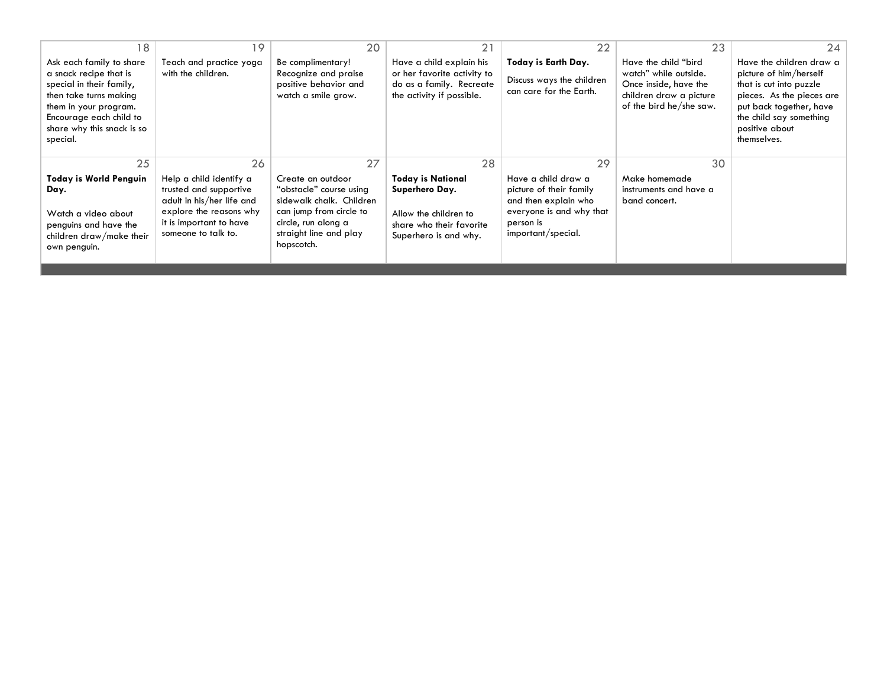| | | | | | | |
|---|---|---|---|---|---|---|
| 18<br>Ask each family to share a snack recipe that is special in their family, then take turns making them in your program. Encourage each child to share why this snack is so special. | 19<br>Teach and practice yoga with the children. | 20<br>Be complimentary! Recognize and praise positive behavior and watch a smile grow. | 21<br>Have a child explain his or her favorite activity to do as a family. Recreate the activity if possible. | 22<br>**Today is Earth Day.**<br>Discuss ways the children can care for the Earth. | 23<br>Have the child "bird watch" while outside. Once inside, have the children draw a picture of the bird he/she saw. | 24<br>Have the children draw a picture of him/herself that is cut into puzzle pieces. As the pieces are put back together, have the child say something positive about themselves. |
| 25<br>**Today is World Penguin Day.**<br>Watch a video about penguins and have the children draw/make their own penguin. | 26<br>Help a child identify a trusted and supportive adult in his/her life and explore the reasons why it is important to have someone to talk to. | 27<br>Create an outdoor "obstacle" course using sidewalk chalk. Children can jump from circle to circle, run along a straight line and play hopscotch. | 28<br>**Today is National Superhero Day.**<br>Allow the children to share who their favorite Superhero is and why. | 29<br>Have a child draw a picture of their family and then explain who everyone is and why that person is important/special. | 30<br>Make homemade instruments and have a band concert. | |